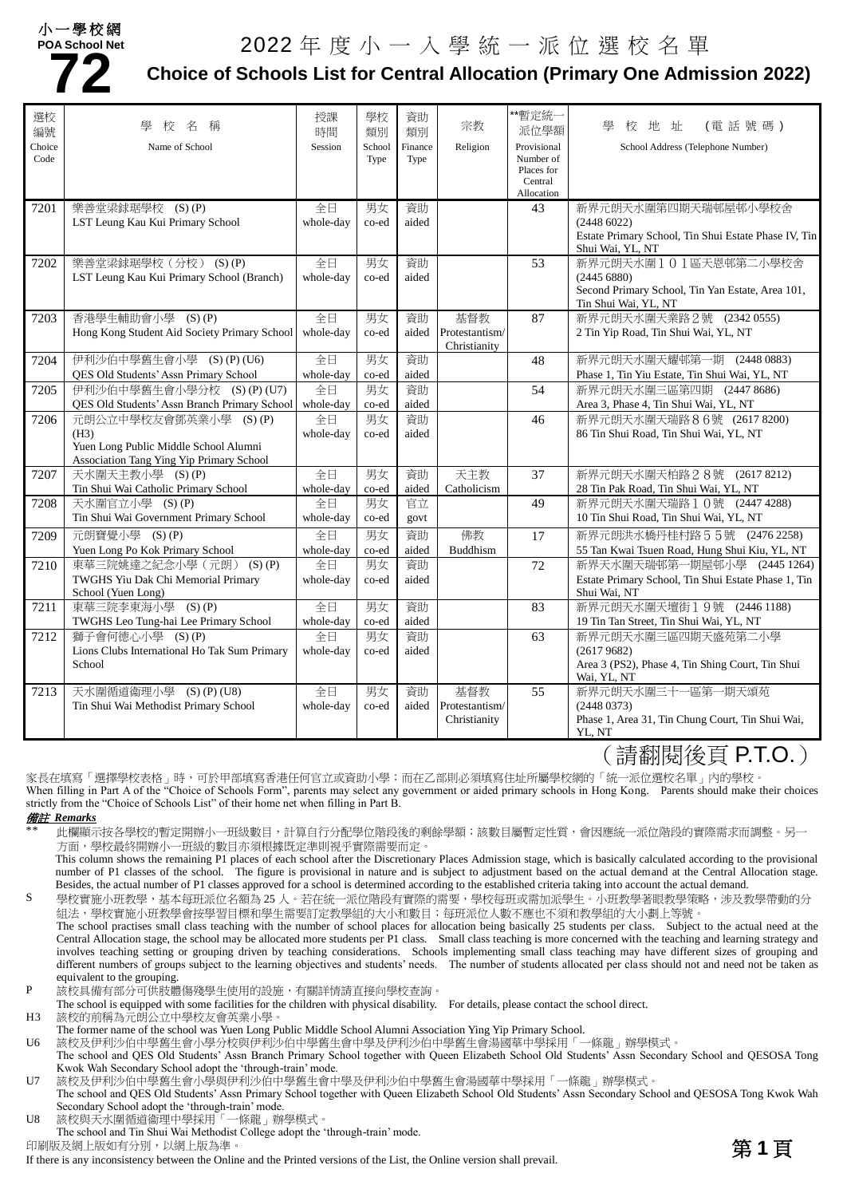小一學校網
POA School Net

# 72

# 2022 年度小一入學統一派位選校名單

## Choice of Schools List for Central Allocation (Primary One Admission 2022)

| 選校編號 Choice Code | 學校名稱 Name of School | 授課時間 Session | 學校類別 School Type | 資助類別 Finance Type | 宗教 Religion | **暫定統一派位學額 Provisional Number of Places for Central Allocation | 學校地址 (電話號碼) School Address (Telephone Number) |
|---|---|---|---|---|---|---|---|
| 7201 | 樂善堂梁銶琚學校 (S) (P)<br>LST Leung Kau Kui Primary School | 全日<br>whole-day | 男女<br>co-ed | 資助<br>aided | | 43 | 新界元朗天水圍第四期天瑞邨屋邨小學校舍<br>(2448 6022)<br>Estate Primary School, Tin Shui Estate Phase IV, Tin Shui Wai, YL, NT |
| 7202 | 樂善堂梁銶琚學校（分校） (S) (P)<br>LST Leung Kau Kui Primary School (Branch) | 全日<br>whole-day | 男女<br>co-ed | 資助<br>aided | | 53 | 新界元朗天水圍１０１區天恩邨第二小學校舍<br>(2445 6880)<br>Second Primary School, Tin Yan Estate, Area 101, Tin Shui Wai, YL, NT |
| 7203 | 香港學生輔助會小學 (S) (P)<br>Hong Kong Student Aid Society Primary School | 全日<br>whole-day | 男女<br>co-ed | 資助<br>aided | 基督教<br>Protestantism/ Christianity | 87 | 新界元朗天水圍天葉路２號 (2342 0555)<br>2 Tin Yip Road, Tin Shui Wai, YL, NT |
| 7204 | 伊利沙伯中學舊生會小學 (S) (P) (U6)<br>QES Old Students' Assn Primary School | 全日<br>whole-day | 男女<br>co-ed | 資助<br>aided | | 48 | 新界元朗天水圍天耀邨第一期 (2448 0883)<br>Phase 1, Tin Yiu Estate, Tin Shui Wai, YL, NT |
| 7205 | 伊利沙伯中學舊生會小學分校 (S) (P) (U7)<br>QES Old Students' Assn Branch Primary School | 全日<br>whole-day | 男女<br>co-ed | 資助<br>aided | | 54 | 新界元朗天水圍三區第四期 (2447 8686)<br>Area 3, Phase 4, Tin Shui Wai, YL, NT |
| 7206 | 元朗公立中學校友會鄧英業小學 (S) (P) (H3)<br>Yuen Long Public Middle School Alumni Association Tang Ying Yip Primary School | 全日<br>whole-day | 男女<br>co-ed | 資助<br>aided | | 46 | 新界元朗天水圍天瑞路８６號 (2617 8200)<br>86 Tin Shui Road, Tin Shui Wai, YL, NT |
| 7207 | 天水圍天主教小學 (S) (P)<br>Tin Shui Wai Catholic Primary School | 全日<br>whole-day | 男女<br>co-ed | 資助<br>aided | 天主教<br>Catholicism | 37 | 新界元朗天水圍天柏路２８號 (2617 8212)<br>28 Tin Pak Road, Tin Shui Wai, YL, NT |
| 7208 | 天水圍官立小學 (S) (P)<br>Tin Shui Wai Government Primary School | 全日<br>whole-day | 男女<br>co-ed | 官立<br>govt | | 49 | 新界元朗天水圍天瑞路１０號 (2447 4288)<br>10 Tin Shui Road, Tin Shui Wai, YL, NT |
| 7209 | 元朗寶覺小學 (S) (P)<br>Yuen Long Po Kok Primary School | 全日<br>whole-day | 男女<br>co-ed | 資助<br>aided | 佛教<br>Buddhism | 17 | 新界元朗洪水橋丹桂村路５５號 (2476 2258)<br>55 Tan Kwai Tsuen Road, Hung Shui Kiu, YL, NT |
| 7210 | 東華三院姚達之紀念小學（元朗） (S) (P)<br>TWGHS Yiu Dak Chi Memorial Primary School (Yuen Long) | 全日<br>whole-day | 男女<br>co-ed | 資助<br>aided | | 72 | 新界天水圍天瑞邨第一期屋邨小學 (2445 1264)<br>Estate Primary School, Tin Shui Estate Phase 1, Tin Shui Wai, NT |
| 7211 | 東華三院李東海小學 (S) (P)<br>TWGHS Leo Tung-hai Lee Primary School | 全日<br>whole-day | 男女<br>co-ed | 資助<br>aided | | 83 | 新界元朗天水圍天壇街１９號 (2446 1188)<br>19 Tin Tan Street, Tin Shui Wai, YL, NT |
| 7212 | 獅子會何德心小學 (S) (P)<br>Lions Clubs International Ho Tak Sum Primary School | 全日<br>whole-day | 男女<br>co-ed | 資助<br>aided | | 63 | 新界元朗天水圍三區四期天盛苑第二小學<br>(2617 9682)<br>Area 3 (PS2), Phase 4, Tin Shing Court, Tin Shui Wai, YL, NT |
| 7213 | 天水圍循道衛理小學 (S) (P) (U8)<br>Tin Shui Wai Methodist Primary School | 全日<br>whole-day | 男女<br>co-ed | 資助<br>aided | 基督教<br>Protestantism/ Christianity | 55 | 新界元朗天水圍三十一區第一期天頌苑<br>(2448 0373)<br>Phase 1, Area 31, Tin Chung Court, Tin Shui Wai, YL, NT |

（請翻閱後頁 P.T.O.）

家長在填寫「選擇學校表格」時，可於甲部填寫香港任何官立或資助小學；而在乙部則必須填寫住址所屬學校網的「統一派位選校名單」內的學校。
When filling in Part A of the "Choice of Schools Form", parents may select any government or aided primary schools in Hong Kong. Parents should make their choices strictly from the "Choice of Schools List" of their home net when filling in Part B.

***備註 Remarks***

\*\* 此欄顯示按各學校的暫定開辦小一班級數目，計算自行分配學位階段後的剩餘學額；該數目屬暫定性質，會因應統一派位階段的實際需求而調整。另一方面，學校最終開辦小一班級的數目亦須根據既定準則視乎實際需要而定。
This column shows the remaining P1 places of each school after the Discretionary Places Admission stage, which is basically calculated according to the provisional number of P1 classes of the school. The figure is provisional in nature and is subject to adjustment based on the actual demand at the Central Allocation stage. Besides, the actual number of P1 classes approved for a school is determined according to the established criteria taking into account the actual demand.

S 學校實施小班教學，基本每班派位名額為 25 人。若在統一派位階段有實際的需要，學校每班或需加派學生。小班教學着眼教學策略，涉及教學帶動的分組法，學校實施小班教學會按學習目標和學生需要訂定教學組的大小和數目；每班派位人數不應也不須和教學組的大小劃上等號。
The school practises small class teaching with the number of school places for allocation being basically 25 students per class. Subject to the actual need at the Central Allocation stage, the school may be allocated more students per P1 class. Small class teaching is more concerned with the teaching and learning strategy and involves teaching setting or grouping driven by teaching considerations. Schools implementing small class teaching may have different sizes of grouping and different numbers of groups subject to the learning objectives and students' needs. The number of students allocated per class should not and need not be taken as equivalent to the grouping.

P 該校具備有部分可供肢體傷殘學生使用的設施，有關詳情請直接向學校查詢。
The school is equipped with some facilities for the children with physical disability. For details, please contact the school direct.

H3 該校的前稱為元朗公立中學校友會英業小學。
The former name of the school was Yuen Long Public Middle School Alumni Association Ying Yip Primary School.

U6 該校及伊利沙伯中學舊生會小學分校與伊利沙伯中學舊生會中學及伊利沙伯中學舊生會湯國華中學採用「一條龍」辦學模式。
The school and QES Old Students' Assn Branch Primary School together with Queen Elizabeth School Old Students' Assn Secondary School and QESOSA Tong Kwok Wah Secondary School adopt the 'through-train' mode.

U7 該校及伊利沙伯中學舊生會小學與伊利沙伯中學舊生會中學及伊利沙伯中學舊生會湯國華中學採用「一條龍」辦學模式。
The school and QES Old Students' Assn Primary School together with Queen Elizabeth School Old Students' Assn Secondary School and QESOSA Tong Kwok Wah Secondary School adopt the 'through-train' mode.

U8 該校與天水圍循道衛理中學採用「一條龍」辦學模式。
The school and Tin Shui Wai Methodist College adopt the 'through-train' mode.

印刷版及網上版如有分別，以網上版為準。
If there is any inconsistency between the Online and the Printed versions of the List, the Online version shall prevail.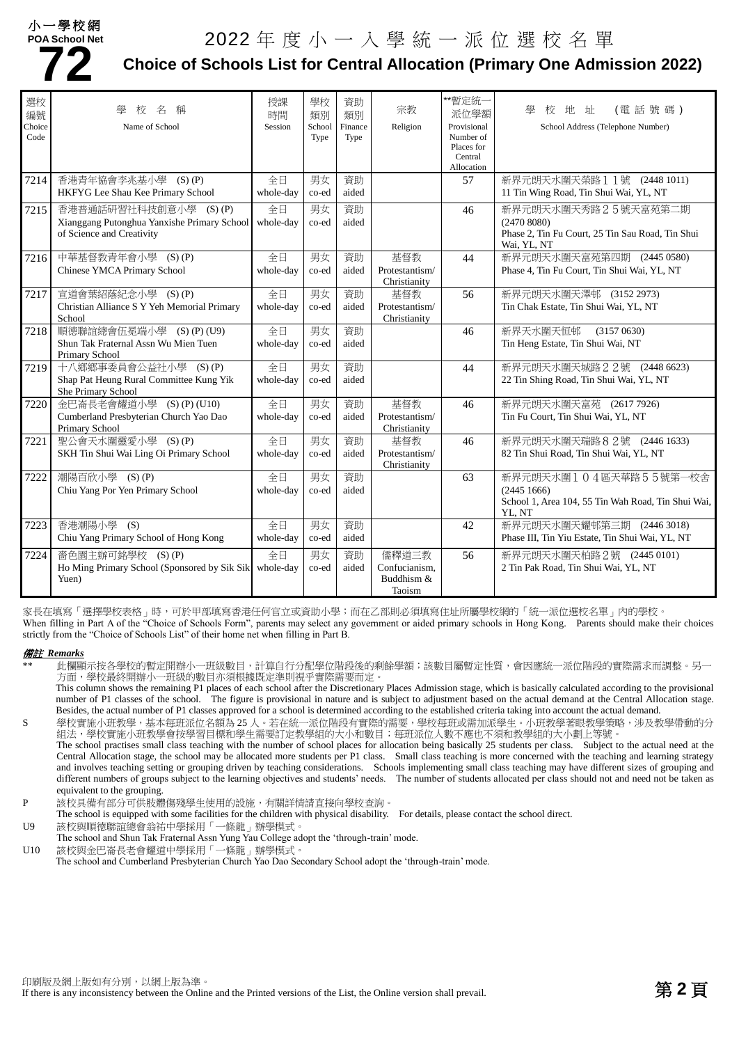小一學校網
POA School Net

# 72

# 2022 年度小一入學統一派位選校名單

## Choice of Schools List for Central Allocation (Primary One Admission 2022)

| 選校編號 Choice Code | 學校名稱 Name of School | 授課時間 Session | 學校類別 School Type | 資助類別 Finance Type | 宗教 Religion | **暫定統一派位學額 Provisional Number of Places for Central Allocation | 學校地址 (電話號碼) School Address (Telephone Number) |
|---|---|---|---|---|---|---|---|
| 7214 | 香港青年協會李兆基小學 (S) (P)<br>HKFYG Lee Shau Kee Primary School | 全日<br>whole-day | 男女<br>co-ed | 資助<br>aided | | 57 | 新界元朗天水圍天榮路１１號 (2448 1011)<br>11 Tin Wing Road, Tin Shui Wai, YL, NT |
| 7215 | 香港普通話研習社科技創意小學 (S) (P)<br>Xianggang Putonghua Yanxishe Primary School of Science and Creativity | 全日<br>whole-day | 男女<br>co-ed | 資助<br>aided | | 46 | 新界元朗天水圍天秀路２５號天富苑第二期 (2470 8080)<br>Phase 2, Tin Fu Court, 25 Tin Sau Road, Tin Shui Wai, YL, NT |
| 7216 | 中華基督教青年會小學 (S) (P)<br>Chinese YMCA Primary School | 全日<br>whole-day | 男女<br>co-ed | 資助<br>aided | 基督教<br>Protestantism/ Christianity | 44 | 新界元朗天水圍天富苑第四期 (2445 0580)<br>Phase 4, Tin Fu Court, Tin Shui Wai, YL, NT |
| 7217 | 宣道會葉紹蔭紀念小學 (S) (P)<br>Christian Alliance S Y Yeh Memorial Primary School | 全日<br>whole-day | 男女<br>co-ed | 資助<br>aided | 基督教<br>Protestantism/ Christianity | 56 | 新界元朗天水圍天澤邨 (3152 2973)<br>Tin Chak Estate, Tin Shui Wai, YL, NT |
| 7218 | 順德聯誼總會伍冕端小學 (S) (P) (U9)<br>Shun Tak Fraternal Assn Wu Mien Tuen Primary School | 全日<br>whole-day | 男女<br>co-ed | 資助<br>aided | | 46 | 新界天水圍天恒邨 (3157 0630)<br>Tin Heng Estate, Tin Shui Wai, NT |
| 7219 | 十八鄉鄉事委員會公益社小學 (S) (P)<br>Shap Pat Heung Rural Committee Kung Yik She Primary School | 全日<br>whole-day | 男女<br>co-ed | 資助<br>aided | | 44 | 新界元朗天水圍天城路２２號 (2448 6623)<br>22 Tin Shing Road, Tin Shui Wai, YL, NT |
| 7220 | 金巴崙長老會耀道小學 (S) (P) (U10)<br>Cumberland Presbyterian Church Yao Dao Primary School | 全日<br>whole-day | 男女<br>co-ed | 資助<br>aided | 基督教<br>Protestantism/ Christianity | 46 | 新界元朗天水圍天富苑 (2617 7926)<br>Tin Fu Court, Tin Shui Wai, YL, NT |
| 7221 | 聖公會天水圍靈愛小學 (S) (P)<br>SKH Tin Shui Wai Ling Oi Primary School | 全日<br>whole-day | 男女<br>co-ed | 資助<br>aided | 基督教<br>Protestantism/ Christianity | 46 | 新界元朗天水圍天瑞路８２號 (2446 1633)<br>82 Tin Shui Road, Tin Shui Wai, YL, NT |
| 7222 | 潮陽百欣小學 (S) (P)<br>Chiu Yang Por Yen Primary School | 全日<br>whole-day | 男女<br>co-ed | 資助<br>aided | | 63 | 新界元朗天水圍１０４區天華路５５號第一校舍 (2445 1666)<br>School 1, Area 104, 55 Tin Wah Road, Tin Shui Wai, YL, NT |
| 7223 | 香港潮陽小學 (S)<br>Chiu Yang Primary School of Hong Kong | 全日<br>whole-day | 男女<br>co-ed | 資助<br>aided | | 42 | 新界元朗天水圍天耀邨第三期 (2446 3018)<br>Phase III, Tin Yiu Estate, Tin Shui Wai, YL, NT |
| 7224 | 嗇色園主辦可銘學校 (S) (P)<br>Ho Ming Primary School (Sponsored by Sik Sik Yuen) | 全日<br>whole-day | 男女<br>co-ed | 資助<br>aided | 儒釋道三教<br>Confucianism, Buddhism & Taoism | 56 | 新界元朗天水圍天柏路２號 (2445 0101)<br>2 Tin Pak Road, Tin Shui Wai, YL, NT |

家長在填寫「選擇學校表格」時，可於甲部填寫香港任何官立或資助小學；而在乙部則必須填寫住址所屬學校網的「統一派位選校名單」內的學校。
When filling in Part A of the "Choice of Schools Form", parents may select any government or aided primary schools in Hong Kong. Parents should make their choices strictly from the "Choice of Schools List" of their home net when filling in Part B.

***備註 Remarks***

** 此欄顯示按各學校的暫定開辦小一班級數目，計算自行分配學位階段後的剩餘學額；該數目屬暫定性質，會因應統一派位階段的實際需求而調整。另一方面，學校最終開辦小一班級的數目亦須根據既定準則視乎實際需要而定。
This column shows the remaining P1 places of each school after the Discretionary Places Admission stage, which is basically calculated according to the provisional number of P1 classes of the school. The figure is provisional in nature and is subject to adjustment based on the actual demand at the Central Allocation stage. Besides, the actual number of P1 classes approved for a school is determined according to the established criteria taking into account the actual demand.

S 學校實施小班教學，基本每班派位名額為 25 人。若在統一派位階段有實際的需要，學校每班或需加派學生。小班教學著眼教學策略，涉及教學帶動的分組法，學校實施小班教學會按學習目標和學生需要訂定教學組的大小和數目；每班派位人數不應也不須和教學組的大小劃上等號。
The school practises small class teaching with the number of school places for allocation being basically 25 students per class. Subject to the actual need at the Central Allocation stage, the school may be allocated more students per P1 class. Small class teaching is more concerned with the teaching and learning strategy and involves teaching setting or grouping driven by teaching considerations. Schools implementing small class teaching may have different sizes of grouping and different numbers of groups subject to the learning objectives and students' needs. The number of students allocated per class should not and need not be taken as equivalent to the grouping.

P 該校具備有部分可供肢體傷殘學生使用的設施，有關詳情請直接向學校查詢。
The school is equipped with some facilities for the children with physical disability. For details, please contact the school direct.

U9 該校與順德聯誼總會翁祐中學採用「一條龍」辦學模式。
The school and Shun Tak Fraternal Assn Yung Yau College adopt the 'through-train' mode.

U10 該校與金巴崙長老會耀道中學採用「一條龍」辦學模式。
The school and Cumberland Presbyterian Church Yao Dao Secondary School adopt the 'through-train' mode.

印刷版及網上版如有分別，以網上版為準。
If there is any inconsistency between the Online and the Printed versions of the List, the Online version shall prevail.